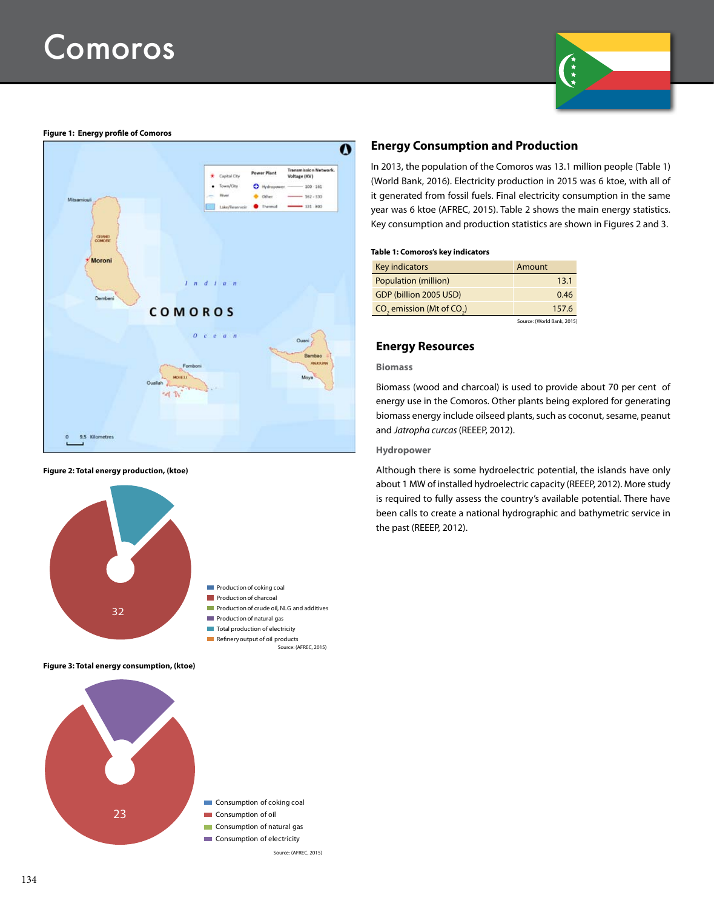# Comoros

**Figure 1: Energy profile of Comoros**

**Figure 2: Total energy production, (ktoe)**

32

- Production of coking coal
- Production of charcoal
- Production of crude oil, NLG and additives
- Production of natural gas
- Total production of electricity
- Refinery output of oil products

Source: (AFREC, 2015)

**Figure 3: Total energy consumption, (ktoe)**

23

- Consumption of coking coal
- Consumption of oil
- Consumption of natural gas
- Consumption of electricity

Source: (AFREC, 2015)

## Energy Consumption and Production

In 2013, the population of the Comoros was 13.1 million people (Table 1) (World Bank, 2016). Electricity production in 2015 was 6 ktoe, with all of it generated from fossil fuels. Final electricity consumption in the same year was 6 ktoe (AFREC, 2015). Table 2 shows the main energy statistics. Key consumption and production statistics are shown in Figures 2 and 3.

**Table 1: Comoros's key indicators**

| Key indicators | Amount |
|---|---|
| Population (million) | 13.1 |
| GDP (billion 2005 USD) | 0.46 |
| $CO_2$ emission (Mt of $CO_2$) | 157.6 |

Source: (World Bank, 2015)

## Energy Resources

### Biomass

Biomass (wood and charcoal) is used to provide about 70 per cent of energy use in the Comoros. Other plants being explored for generating biomass energy include oilseed plants, such as coconut, sesame, peanut and *Jatropha curcas* (REEEP, 2012).

### Hydropower

Although there is some hydroelectric potential, the islands have only about 1 MW of installed hydroelectric capacity (REEEP, 2012). More study is required to fully assess the country's available potential. There have been calls to create a national hydrographic and bathymetric service in the past (REEEP, 2012).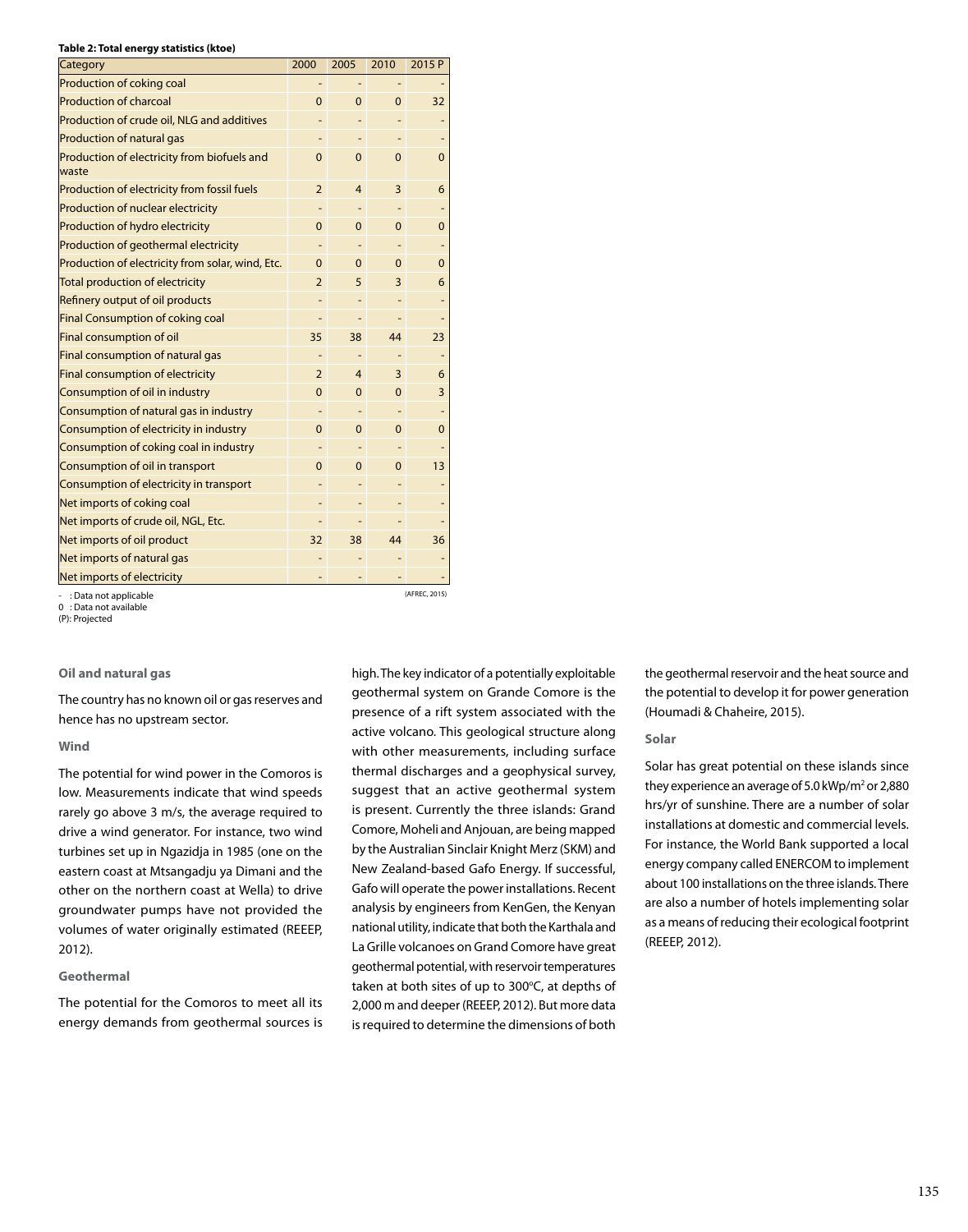**Table 2: Total energy statistics (ktoe)**

| Category | 2000 | 2005 | 2010 | 2015 P |
|---|---|---|---|---|
| Production of coking coal | - | - | - | - |
| Production of charcoal | 0 | 0 | 0 | 32 |
| Production of crude oil, NLG and additives | - | - | - | - |
| Production of natural gas | - | - | - | - |
| Production of electricity from biofuels and waste | 0 | 0 | 0 | 0 |
| Production of electricity from fossil fuels | 2 | 4 | 3 | 6 |
| Production of nuclear electricity | - | - | - | - |
| Production of hydro electricity | 0 | 0 | 0 | 0 |
| Production of geothermal electricity | - | - | - | - |
| Production of electricity from solar, wind, Etc. | 0 | 0 | 0 | 0 |
| Total production of electricity | 2 | 5 | 3 | 6 |
| Refinery output of oil products | - | - | - | - |
| Final Consumption of coking coal | - | - | - | - |
| Final consumption of oil | 35 | 38 | 44 | 23 |
| Final consumption of natural gas | - | - | - | - |
| Final consumption of electricity | 2 | 4 | 3 | 6 |
| Consumption of oil in industry | 0 | 0 | 0 | 3 |
| Consumption of natural gas in industry | - | - | - | - |
| Consumption of electricity in industry | 0 | 0 | 0 | 0 |
| Consumption of coking coal in industry | - | - | - | - |
| Consumption of oil in transport | 0 | 0 | 0 | 13 |
| Consumption of electricity in transport | - | - | - | - |
| Net imports of coking coal | - | - | - | - |
| Net imports of crude oil, NGL, Etc. | - | - | - | - |
| Net imports of oil product | 32 | 38 | 44 | 36 |
| Net imports of natural gas | - | - | - | - |
| Net imports of electricity | - | - | - | - |

- : Data not applicable
0 : Data not available
(P): Projected

(AFREC, 2015)

### Oil and natural gas

The country has no known oil or gas reserves and hence has no upstream sector.

### Wind

The potential for wind power in the Comoros is low. Measurements indicate that wind speeds rarely go above 3 m/s, the average required to drive a wind generator. For instance, two wind turbines set up in Ngazidja in 1985 (one on the eastern coast at Mtsangadju ya Dimani and the other on the northern coast at Wella) to drive groundwater pumps have not provided the volumes of water originally estimated (REEEP, 2012).

### Geothermal

The potential for the Comoros to meet all its energy demands from geothermal sources is high. The key indicator of a potentially exploitable geothermal system on Grande Comore is the presence of a rift system associated with the active volcano. This geological structure along with other measurements, including surface thermal discharges and a geophysical survey, suggest that an active geothermal system is present. Currently the three islands: Grand Comore, Moheli and Anjouan, are being mapped by the Australian Sinclair Knight Merz (SKM) and New Zealand-based Gafo Energy. If successful, Gafo will operate the power installations. Recent analysis by engineers from KenGen, the Kenyan national utility, indicate that both the Karthala and La Grille volcanoes on Grand Comore have great geothermal potential, with reservoir temperatures taken at both sites of up to 300°C, at depths of 2,000 m and deeper (REEEP, 2012). But more data is required to determine the dimensions of both the geothermal reservoir and the heat source and the potential to develop it for power generation (Houmadi & Chaheire, 2015).

### Solar

Solar has great potential on these islands since they experience an average of 5.0 kWp/m$^2$ or 2,880 hrs/yr of sunshine. There are a number of solar installations at domestic and commercial levels. For instance, the World Bank supported a local energy company called ENERCOM to implement about 100 installations on the three islands. There are also a number of hotels implementing solar as a means of reducing their ecological footprint (REEEP, 2012).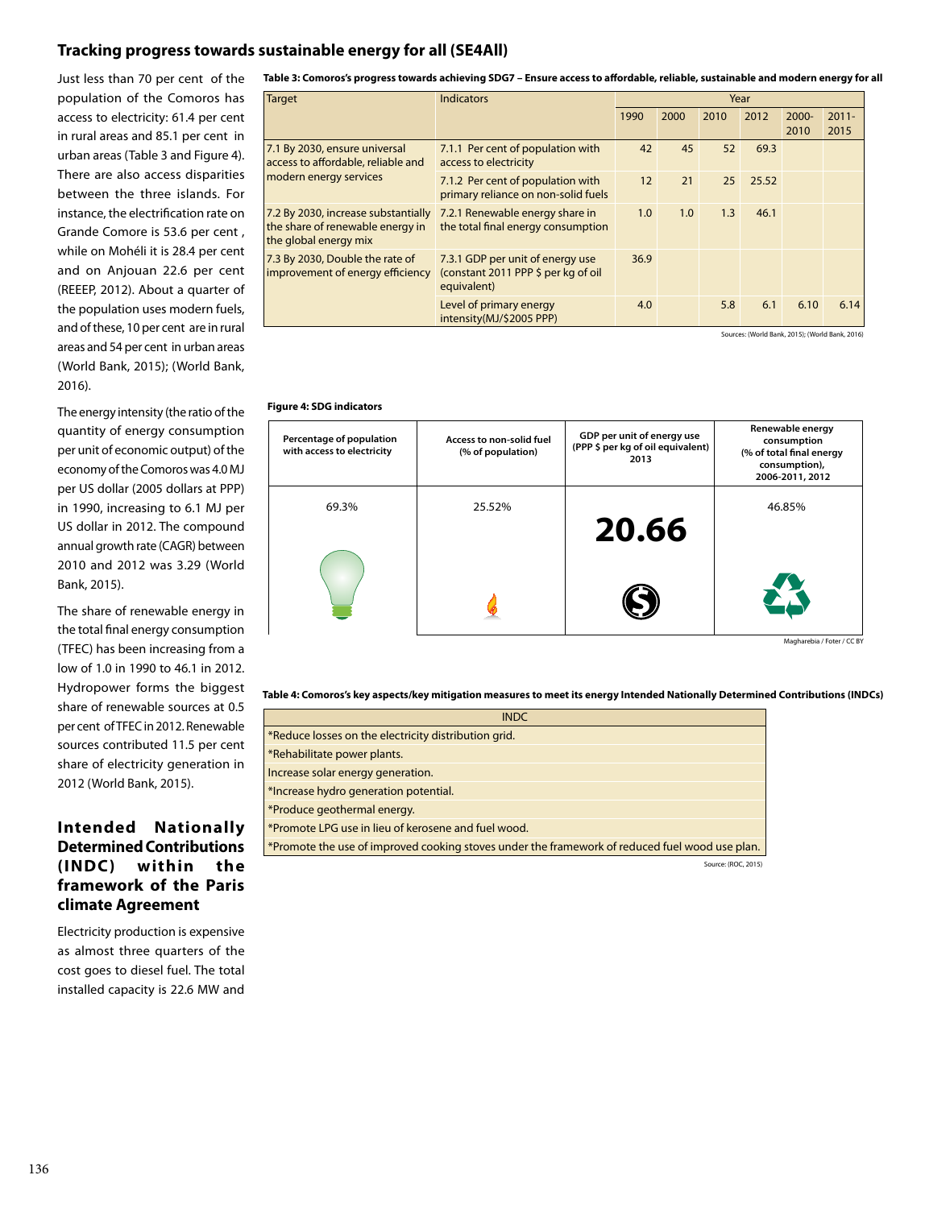## Tracking progress towards sustainable energy for all (SE4All)

Just less than 70 per cent of the population of the Comoros has access to electricity: 61.4 per cent in rural areas and 85.1 per cent in urban areas (Table 3 and Figure 4). There are also access disparities between the three islands. For instance, the electrification rate on Grande Comore is 53.6 per cent , while on Mohéli it is 28.4 per cent and on Anjouan 22.6 per cent (REEEP, 2012). About a quarter of the population uses modern fuels, and of these, 10 per cent are in rural areas and 54 per cent in urban areas (World Bank, 2015); (World Bank, 2016).

The energy intensity (the ratio of the quantity of energy consumption per unit of economic output) of the economy of the Comoros was 4.0 MJ per US dollar (2005 dollars at PPP) in 1990, increasing to 6.1 MJ per US dollar in 2012. The compound annual growth rate (CAGR) between 2010 and 2012 was 3.29 (World Bank, 2015).

The share of renewable energy in the total final energy consumption (TFEC) has been increasing from a low of 1.0 in 1990 to 46.1 in 2012. Hydropower forms the biggest share of renewable sources at 0.5 per cent of TFEC in 2012. Renewable sources contributed 11.5 per cent share of electricity generation in 2012 (World Bank, 2015).

**Table 3: Comoros's progress towards achieving SDG7 – Ensure access to affordable, reliable, sustainable and modern energy for all**

| Target | Indicators | Year | | | | | |
|---|---|---|---|---|---|---|---|
| | | 1990 | 2000 | 2010 | 2012 | 2000-2010 | 2011-2015 |
| 7.1 By 2030, ensure universal access to affordable, reliable and modern energy services | 7.1.1 Per cent of population with access to electricity | 42 | 45 | 52 | 69.3 | | |
| | 7.1.2 Per cent of population with primary reliance on non-solid fuels | 12 | 21 | 25 | 25.52 | | |
| 7.2 By 2030, increase substantially the share of renewable energy in the global energy mix | 7.2.1 Renewable energy share in the total final energy consumption | 1.0 | 1.0 | 1.3 | 46.1 | | |
| 7.3 By 2030, Double the rate of improvement of energy efficiency | 7.3.1 GDP per unit of energy use (constant 2011 PPP $ per kg of oil equivalent) | 36.9 | | | | | |
| | Level of primary energy intensity(MJ/$2005 PPP) | 4.0 | | 5.8 | 6.1 | 6.10 | 6.14 |

Sources: (World Bank, 2015); (World Bank, 2016)

**Figure 4: SDG indicators**

| Percentage of population with access to electricity | Access to non-solid fuel (% of population) | GDP per unit of energy use (PPP $ per kg of oil equivalent) 2013 | Renewable energy consumption (% of total final energy consumption), 2006-2011, 2012 |
|---|---|---|---|
| 69.3% | 25.52% | **20.66** | 46.85% |

Magharebia / Foter / CC BY

## Intended Nationally Determined Contributions (INDC) within the framework of the Paris climate Agreement

Electricity production is expensive as almost three quarters of the cost goes to diesel fuel. The total installed capacity is 22.6 MW and

**Table 4: Comoros's key aspects/key mitigation measures to meet its energy Intended Nationally Determined Contributions (INDCs)**

| INDC |
|---|
| *Reduce losses on the electricity distribution grid. |
| *Rehabilitate power plants. |
| Increase solar energy generation. |
| *Increase hydro generation potential. |
| *Produce geothermal energy. |
| *Promote LPG use in lieu of kerosene and fuel wood. |
| *Promote the use of improved cooking stoves under the framework of reduced fuel wood use plan. |

Source: (ROC, 2015)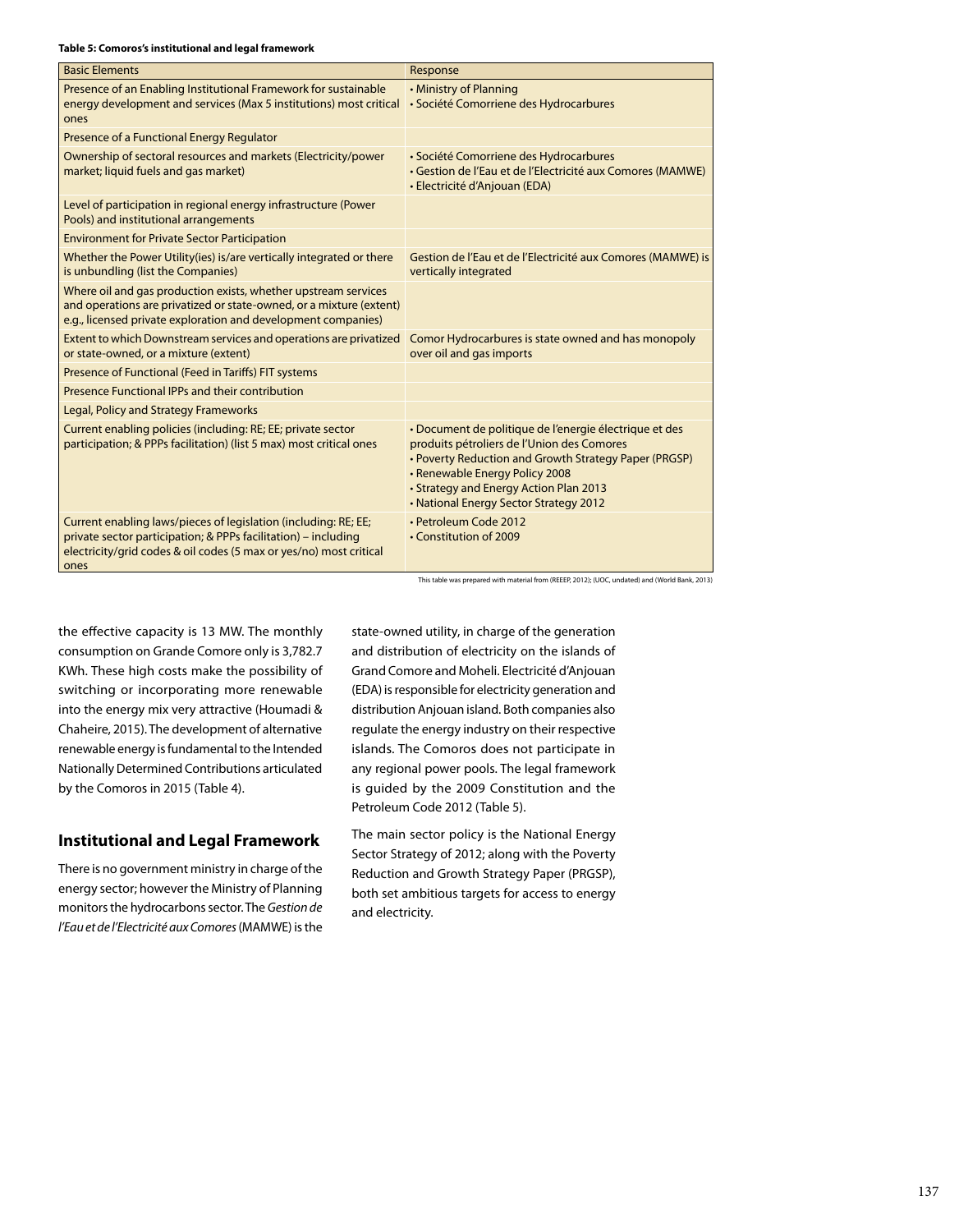**Table 5: Comoros's institutional and legal framework**

| Basic Elements | Response |
|---|---|
| Presence of an Enabling Institutional Framework for sustainable energy development and services (Max 5 institutions) most critical ones | • Ministry of Planning<br>• Société Comorriene des Hydrocarbures |
| Presence of a Functional Energy Regulator | |
| Ownership of sectoral resources and markets (Electricity/power market; liquid fuels and gas market) | • Société Comorriene des Hydrocarbures<br>• Gestion de l'Eau et de l'Electricité aux Comores (MAMWE)<br>• Electricité d'Anjouan (EDA) |
| Level of participation in regional energy infrastructure (Power Pools) and institutional arrangements | |
| Environment for Private Sector Participation | |
| Whether the Power Utility(ies) is/are vertically integrated or there is unbundling (list the Companies) | Gestion de l'Eau et de l'Electricité aux Comores (MAMWE) is vertically integrated |
| Where oil and gas production exists, whether upstream services and operations are privatized or state-owned, or a mixture (extent) e.g., licensed private exploration and development companies) | |
| Extent to which Downstream services and operations are privatized or state-owned, or a mixture (extent) | Comor Hydrocarbures is state owned and has monopoly over oil and gas imports |
| Presence of Functional (Feed in Tariffs) FIT systems | |
| Presence Functional IPPs and their contribution | |
| Legal, Policy and Strategy Frameworks | |
| Current enabling policies (including: RE; EE; private sector participation; & PPPs facilitation) (list 5 max) most critical ones | • Document de politique de l'energie électrique et des produits pétroliers de l'Union des Comores<br>• Poverty Reduction and Growth Strategy Paper (PRGSP)<br>• Renewable Energy Policy 2008<br>• Strategy and Energy Action Plan 2013<br>• National Energy Sector Strategy 2012 |
| Current enabling laws/pieces of legislation (including: RE; EE; private sector participation; & PPPs facilitation) – including electricity/grid codes & oil codes (5 max or yes/no) most critical ones | • Petroleum Code 2012<br>• Constitution of 2009 |

This table was prepared with material from (REEEP, 2012); (UOC, undated) and (World Bank, 2013)

the effective capacity is 13 MW. The monthly consumption on Grande Comore only is 3,782.7 KWh. These high costs make the possibility of switching or incorporating more renewable into the energy mix very attractive (Houmadi & Chaheire, 2015). The development of alternative renewable energy is fundamental to the Intended Nationally Determined Contributions articulated by the Comoros in 2015 (Table 4).

## Institutional and Legal Framework

There is no government ministry in charge of the energy sector; however the Ministry of Planning monitors the hydrocarbons sector. The *Gestion de l'Eau et de l'Electricité aux Comores* (MAMWE) is the state-owned utility, in charge of the generation and distribution of electricity on the islands of Grand Comore and Moheli. Electricité d'Anjouan (EDA) is responsible for electricity generation and distribution Anjouan island. Both companies also regulate the energy industry on their respective islands. The Comoros does not participate in any regional power pools. The legal framework is guided by the 2009 Constitution and the Petroleum Code 2012 (Table 5).

The main sector policy is the National Energy Sector Strategy of 2012; along with the Poverty Reduction and Growth Strategy Paper (PRGSP), both set ambitious targets for access to energy and electricity.